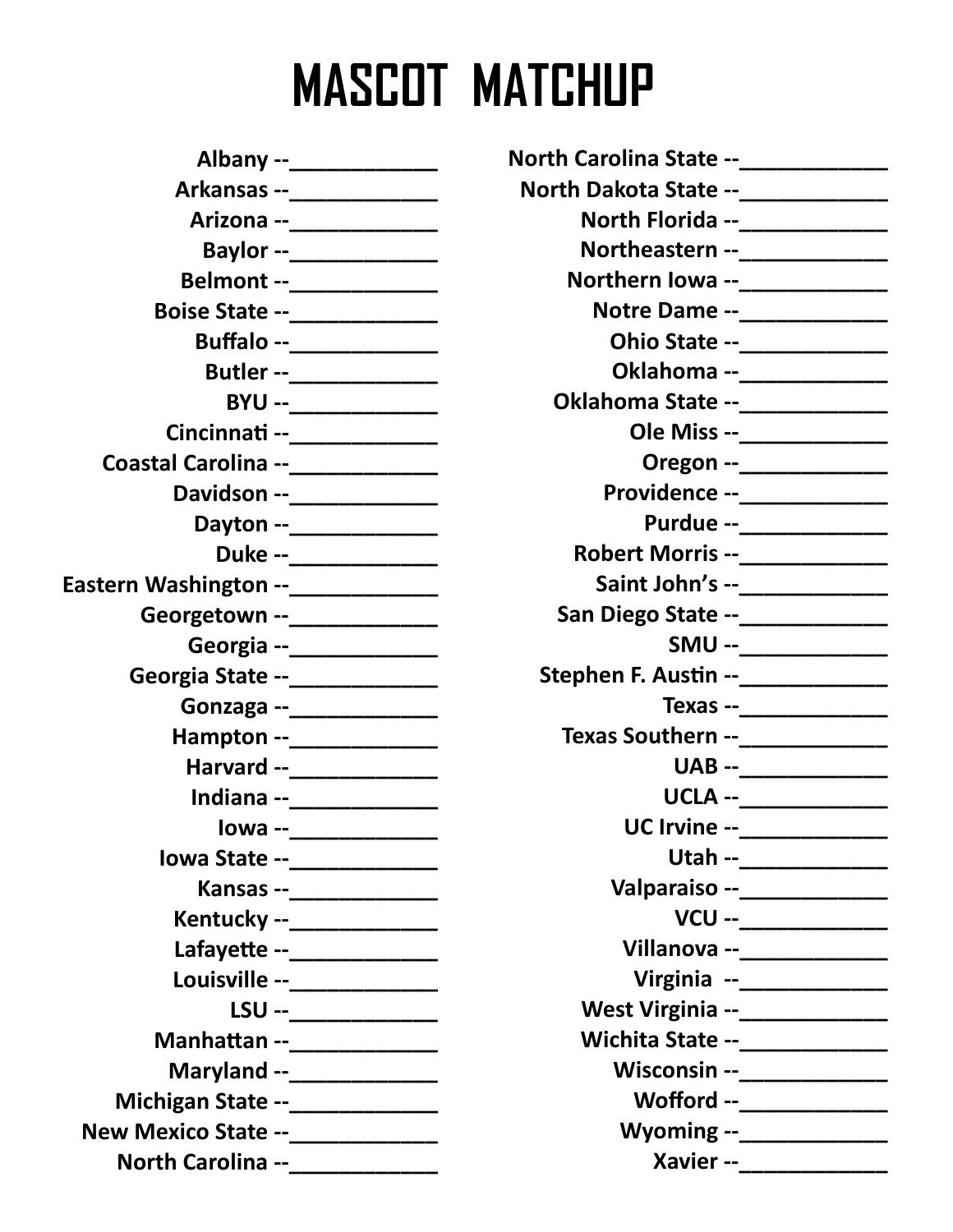# MASCOT MATCHUP

Albany --____________
Arkansas --____________
Arizona --____________
Baylor --____________
Belmont --____________
Boise State --____________
Buffalo --____________
Butler --____________
BYU --____________
Cincinnati --____________
Coastal Carolina --____________
Davidson --____________
Dayton --____________
Duke --____________
Eastern Washington --____________
Georgetown --____________
Georgia --____________
Georgia State --____________
Gonzaga --____________
Hampton --____________
Harvard --____________
Indiana --____________
Iowa --____________
Iowa State --____________
Kansas --____________
Kentucky --____________
Lafayette --____________
Louisville --____________
LSU --____________
Manhattan --____________
Maryland --____________
Michigan State --____________
New Mexico State --____________
North Carolina --____________
North Carolina State --____________
North Dakota State --____________
North Florida --____________
Northeastern --____________
Northern Iowa --____________
Notre Dame --____________
Ohio State --____________
Oklahoma --____________
Oklahoma State --____________
Ole Miss --____________
Oregon --____________
Providence --____________
Purdue --____________
Robert Morris --____________
Saint John's --____________
San Diego State --____________
SMU --____________
Stephen F. Austin --____________
Texas --____________
Texas Southern --____________
UAB --____________
UCLA --____________
UC Irvine --____________
Utah --____________
Valparaiso --____________
VCU --____________
Villanova --____________
Virginia --____________
West Virginia --____________
Wichita State --____________
Wisconsin --____________
Wofford --____________
Wyoming --____________
Xavier --____________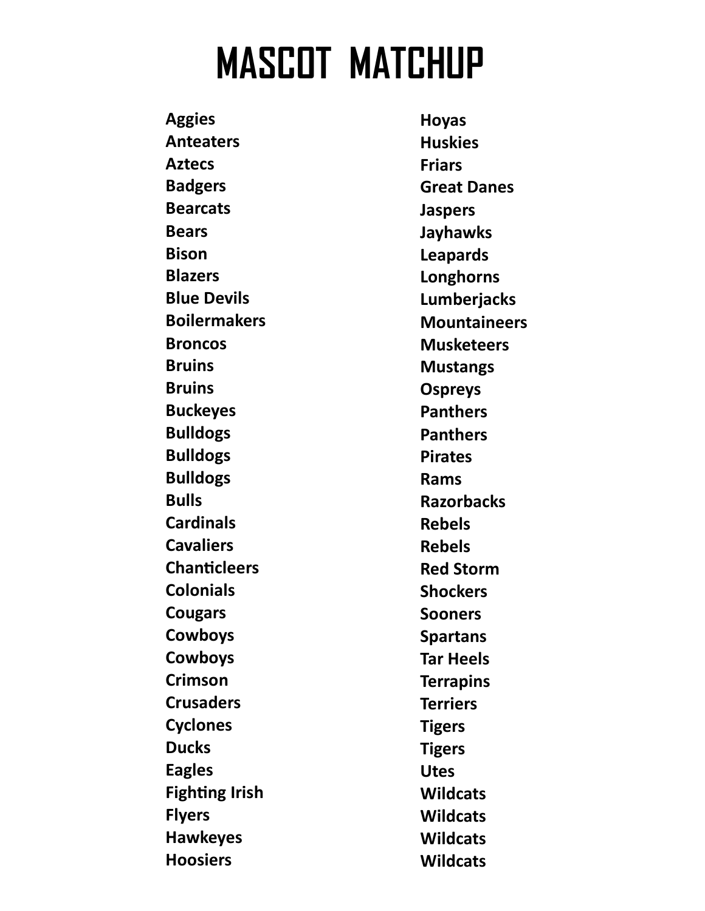# MASCOT MATCHUP

Aggies
Anteaters
Aztecs
Badgers
Bearcats
Bears
Bison
Blazers
Blue Devils
Boilermakers
Broncos
Bruins
Bruins
Buckeyes
Bulldogs
Bulldogs
Bulldogs
Bulls
Cardinals
Cavaliers
Chanticleers
Colonials
Cougars
Cowboys
Cowboys
Crimson
Crusaders
Cyclones
Ducks
Eagles
Fighting Irish
Flyers
Hawkeyes
Hoosiers

Hoyas
Huskies
Friars
Great Danes
Jaspers
Jayhawks
Leapards
Longhorns
Lumberjacks
Mountaineers
Musketeers
Mustangs
Ospreys
Panthers
Panthers
Pirates
Rams
Razorbacks
Rebels
Rebels
Red Storm
Shockers
Sooners
Spartans
Tar Heels
Terrapins
Terriers
Tigers
Tigers
Utes
Wildcats
Wildcats
Wildcats
Wildcats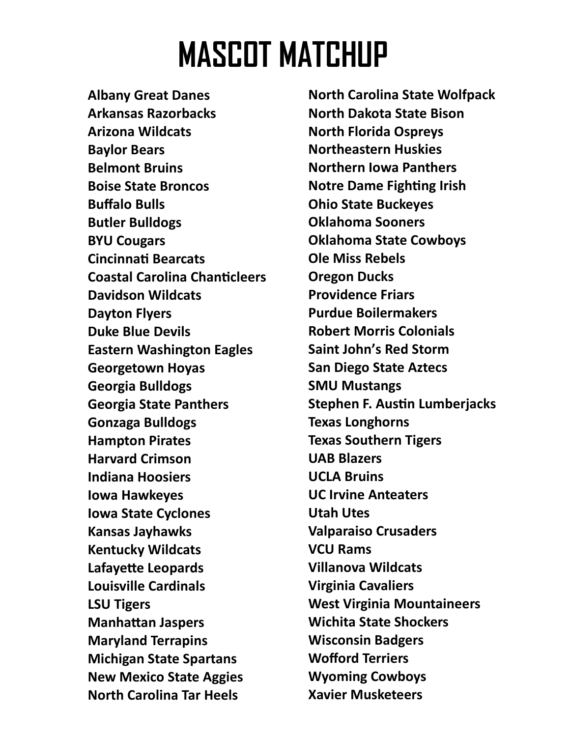# MASCOT MATCHUP

**Albany Great Danes**
**Arkansas Razorbacks**
**Arizona Wildcats**
**Baylor Bears**
**Belmont Bruins**
**Boise State Broncos**
**Buffalo Bulls**
**Butler Bulldogs**
**BYU Cougars**
**Cincinnati Bearcats**
**Coastal Carolina Chanticleers**
**Davidson Wildcats**
**Dayton Flyers**
**Duke Blue Devils**
**Eastern Washington Eagles**
**Georgetown Hoyas**
**Georgia Bulldogs**
**Georgia State Panthers**
**Gonzaga Bulldogs**
**Hampton Pirates**
**Harvard Crimson**
**Indiana Hoosiers**
**Iowa Hawkeyes**
**Iowa State Cyclones**
**Kansas Jayhawks**
**Kentucky Wildcats**
**Lafayette Leopards**
**Louisville Cardinals**
**LSU Tigers**
**Manhattan Jaspers**
**Maryland Terrapins**
**Michigan State Spartans**
**New Mexico State Aggies**
**North Carolina Tar Heels**
**North Carolina State Wolfpack**
**North Dakota State Bison**
**North Florida Ospreys**
**Northeastern Huskies**
**Northern Iowa Panthers**
**Notre Dame Fighting Irish**
**Ohio State Buckeyes**
**Oklahoma Sooners**
**Oklahoma State Cowboys**
**Ole Miss Rebels**
**Oregon Ducks**
**Providence Friars**
**Purdue Boilermakers**
**Robert Morris Colonials**
**Saint John's Red Storm**
**San Diego State Aztecs**
**SMU Mustangs**
**Stephen F. Austin Lumberjacks**
**Texas Longhorns**
**Texas Southern Tigers**
**UAB Blazers**
**UCLA Bruins**
**UC Irvine Anteaters**
**Utah Utes**
**Valparaiso Crusaders**
**VCU Rams**
**Villanova Wildcats**
**Virginia Cavaliers**
**West Virginia Mountaineers**
**Wichita State Shockers**
**Wisconsin Badgers**
**Wofford Terriers**
**Wyoming Cowboys**
**Xavier Musketeers**